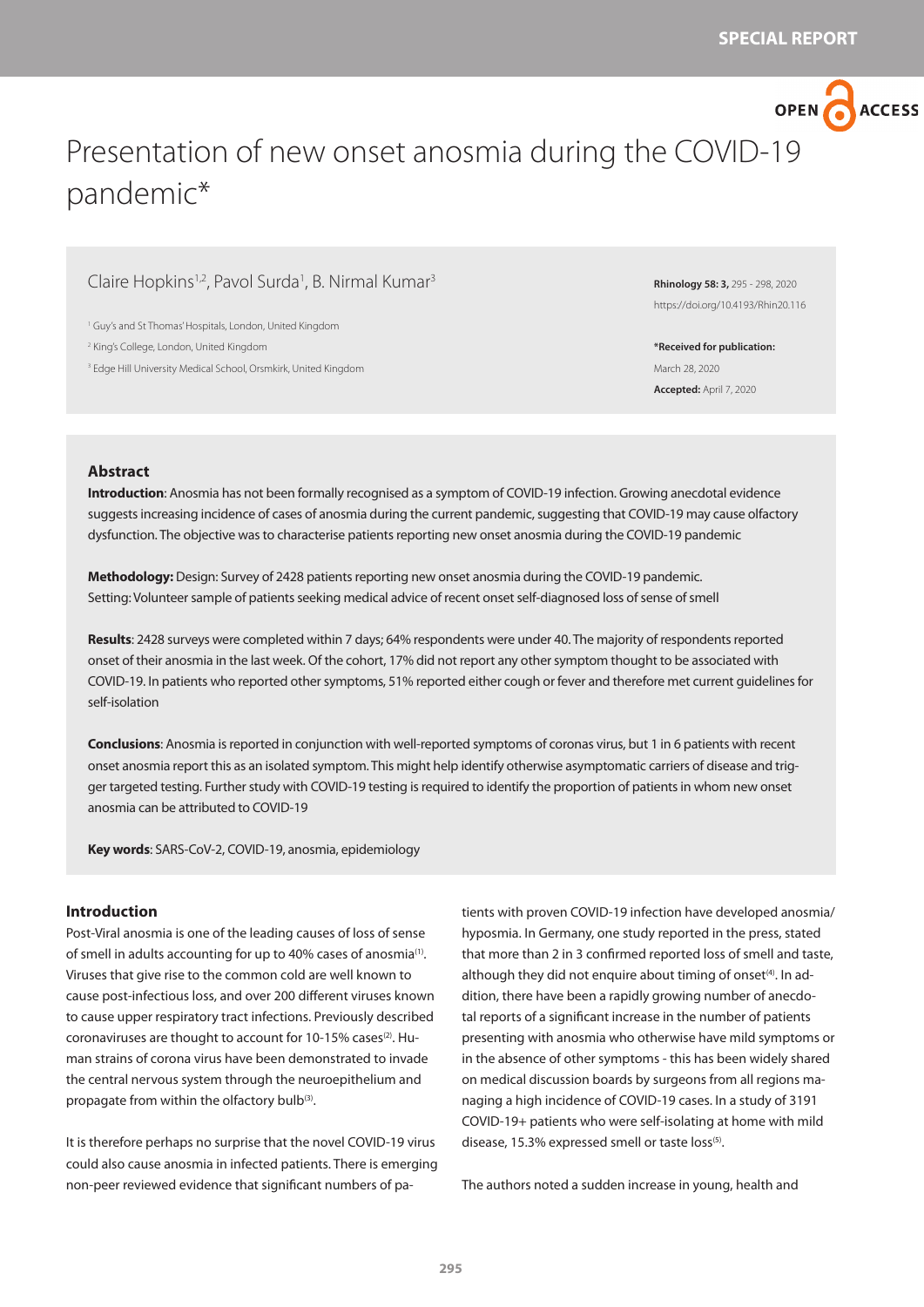SPECIAL REPORT

# Presentation of new onset anosmia during the COVID-19 pandemic*

Claire Hopkins[1,2], Pavol Surda[1], B. Nirmal Kumar[3]

[1] Guy's and St Thomas' Hospitals, London, United Kingdom
[2] King's College, London, United Kingdom
[3] Edge Hill University Medical School, Orsmkirk, United Kingdom

**Rhinology 58: 3,** 295 - 298, 2020
https://doi.org/10.4193/Rhin20.116

***Received for publication:** March 28, 2020
**Accepted:** April 7, 2020

## Abstract

**Introduction**: Anosmia has not been formally recognised as a symptom of COVID-19 infection. Growing anecdotal evidence suggests increasing incidence of cases of anosmia during the current pandemic, suggesting that COVID-19 may cause olfactory dysfunction. The objective was to characterise patients reporting new onset anosmia during the COVID-19 pandemic

**Methodology:** Design: Survey of 2428 patients reporting new onset anosmia during the COVID-19 pandemic.
Setting: Volunteer sample of patients seeking medical advice of recent onset self-diagnosed loss of sense of smell

**Results**: 2428 surveys were completed within 7 days; 64% respondents were under 40. The majority of respondents reported onset of their anosmia in the last week. Of the cohort, 17% did not report any other symptom thought to be associated with COVID-19. In patients who reported other symptoms, 51% reported either cough or fever and therefore met current guidelines for self-isolation

**Conclusions**: Anosmia is reported in conjunction with well-reported symptoms of coronas virus, but 1 in 6 patients with recent onset anosmia report this as an isolated symptom. This might help identify otherwise asymptomatic carriers of disease and trigger targeted testing. Further study with COVID-19 testing is required to identify the proportion of patients in whom new onset anosmia can be attributed to COVID-19

**Key words**: SARS-CoV-2, COVID-19, anosmia, epidemiology

## Introduction

Post-Viral anosmia is one of the leading causes of loss of sense of smell in adults accounting for up to 40% cases of anosmia[1]. Viruses that give rise to the common cold are well known to cause post-infectious loss, and over 200 different viruses known to cause upper respiratory tract infections. Previously described coronaviruses are thought to account for 10-15% cases[2]. Human strains of corona virus have been demonstrated to invade the central nervous system through the neuroepithelium and propagate from within the olfactory bulb[3].

It is therefore perhaps no surprise that the novel COVID-19 virus could also cause anosmia in infected patients. There is emerging non-peer reviewed evidence that significant numbers of patients with proven COVID-19 infection have developed anosmia/hyposmia. In Germany, one study reported in the press, stated that more than 2 in 3 confirmed reported loss of smell and taste, although they did not enquire about timing of onset[4]. In addition, there have been a rapidly growing number of anecdotal reports of a significant increase in the number of patients presenting with anosmia who otherwise have mild symptoms or in the absence of other symptoms - this has been widely shared on medical discussion boards by surgeons from all regions managing a high incidence of COVID-19 cases. In a study of 3191 COVID-19+ patients who were self-isolating at home with mild disease, 15.3% expressed smell or taste loss[5].

The authors noted a sudden increase in young, health and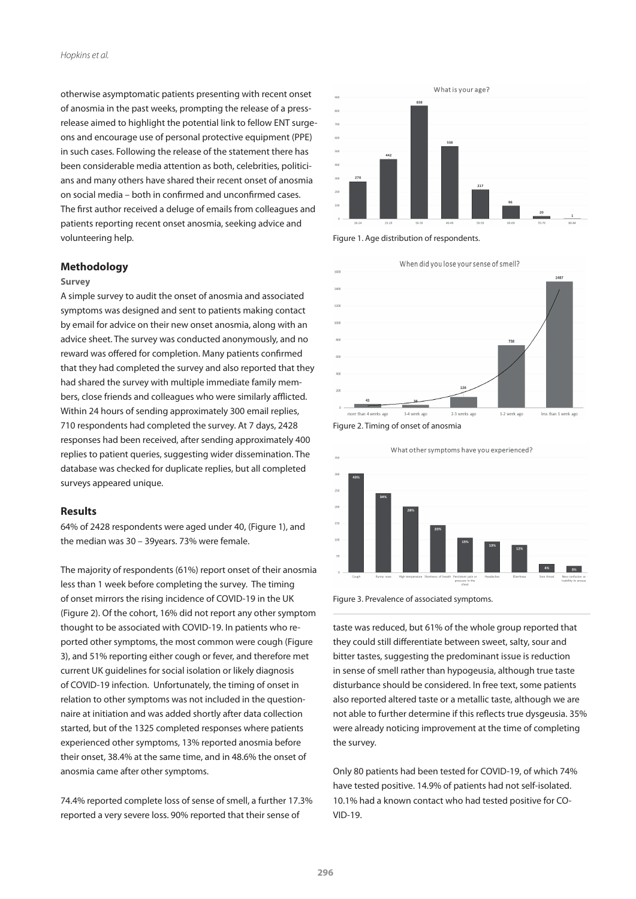otherwise asymptomatic patients presenting with recent onset of anosmia in the past weeks, prompting the release of a press-release aimed to highlight the potential link to fellow ENT surgeons and encourage use of personal protective equipment (PPE) in such cases. Following the release of the statement there has been considerable media attention as both, celebrities, politicians and many others have shared their recent onset of anosmia on social media – both in confirmed and unconfirmed cases. The first author received a deluge of emails from colleagues and patients reporting recent onset anosmia, seeking advice and volunteering help.

## Methodology

### Survey

A simple survey to audit the onset of anosmia and associated symptoms was designed and sent to patients making contact by email for advice on their new onset anosmia, along with an advice sheet. The survey was conducted anonymously, and no reward was offered for completion. Many patients confirmed that they had completed the survey and also reported that they had shared the survey with multiple immediate family members, close friends and colleagues who were similarly afflicted. Within 24 hours of sending approximately 300 email replies, 710 respondents had completed the survey. At 7 days, 2428 responses had been received, after sending approximately 400 replies to patient queries, suggesting wider dissemination. The database was checked for duplicate replies, but all completed surveys appeared unique.

## Results

64% of 2428 respondents were aged under 40, (Figure 1), and the median was 30 – 39years. 73% were female.

The majority of respondents (61%) report onset of their anosmia less than 1 week before completing the survey. The timing of onset mirrors the rising incidence of COVID-19 in the UK (Figure 2). Of the cohort, 16% did not report any other symptom thought to be associated with COVID-19. In patients who reported other symptoms, the most common were cough (Figure 3), and 51% reporting either cough or fever, and therefore met current UK guidelines for social isolation or likely diagnosis of COVID-19 infection. Unfortunately, the timing of onset in relation to other symptoms was not included in the questionnaire at initiation and was added shortly after data collection started, but of the 1325 completed responses where patients experienced other symptoms, 13% reported anosmia before their onset, 38.4% at the same time, and in 48.6% the onset of anosmia came after other symptoms.

74.4% reported complete loss of sense of smell, a further 17.3% reported a very severe loss. 90% reported that their sense of taste was reduced, but 61% of the whole group reported that they could still differentiate between sweet, salty, sour and bitter tastes, suggesting the predominant issue is reduction in sense of smell rather than hypogeusia, although true taste disturbance should be considered. In free text, some patients also reported altered taste or a metallic taste, although we are not able to further determine if this reflects true dysgeusia. 35% were already noticing improvement at the time of completing the survey.

Only 80 patients had been tested for COVID-19, of which 74% have tested positive. 14.9% of patients had not self-isolated. 10.1% had a known contact who had tested positive for COVID-19.

Figure 1. Age distribution of respondents.

Figure 2. Timing of onset of anosmia

Figure 3. Prevalence of associated symptoms.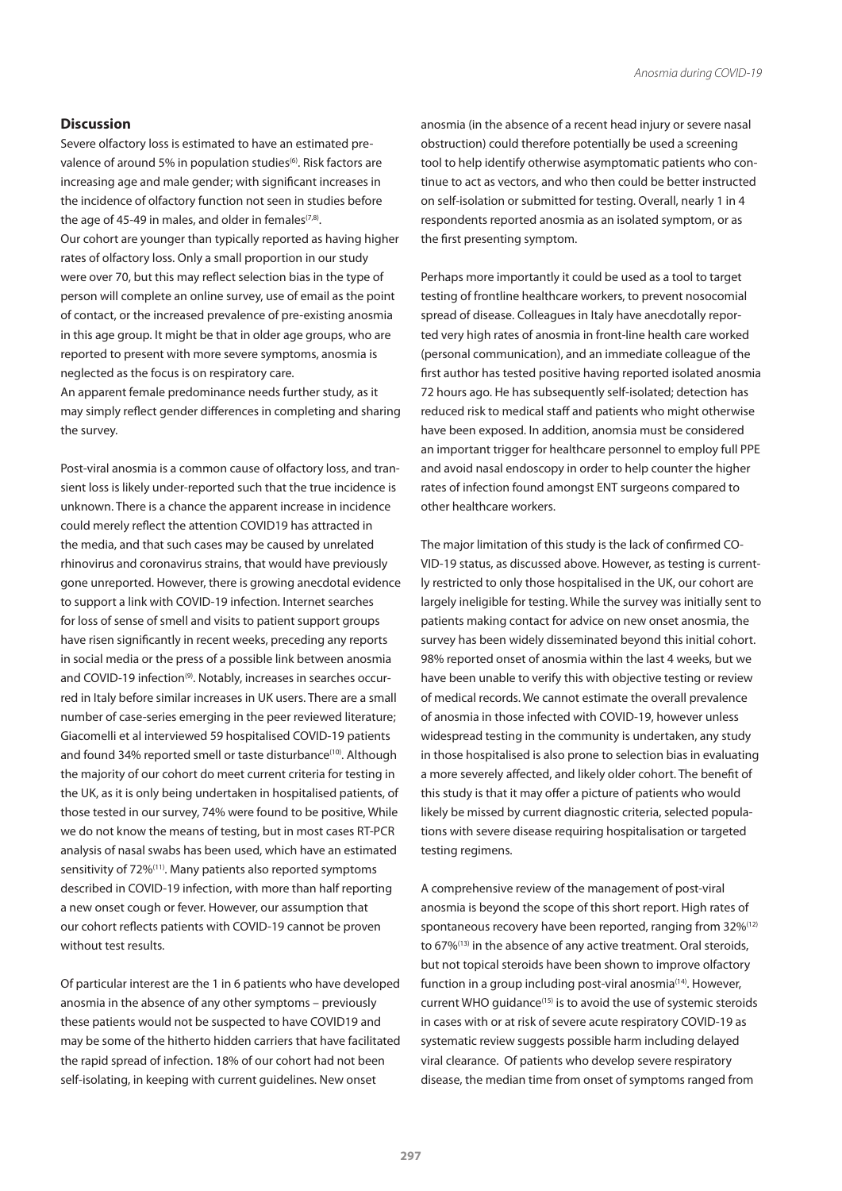## Discussion

Severe olfactory loss is estimated to have an estimated prevalence of around 5% in population studies[6]. Risk factors are increasing age and male gender; with significant increases in the incidence of olfactory function not seen in studies before the age of 45-49 in males, and older in females[7,8].

Our cohort are younger than typically reported as having higher rates of olfactory loss. Only a small proportion in our study were over 70, but this may reflect selection bias in the type of person will complete an online survey, use of email as the point of contact, or the increased prevalence of pre-existing anosmia in this age group. It might be that in older age groups, who are reported to present with more severe symptoms, anosmia is neglected as the focus is on respiratory care.

An apparent female predominance needs further study, as it may simply reflect gender differences in completing and sharing the survey.

Post-viral anosmia is a common cause of olfactory loss, and transient loss is likely under-reported such that the true incidence is unknown. There is a chance the apparent increase in incidence could merely reflect the attention COVID19 has attracted in the media, and that such cases may be caused by unrelated rhinovirus and coronavirus strains, that would have previously gone unreported. However, there is growing anecdotal evidence to support a link with COVID-19 infection. Internet searches for loss of sense of smell and visits to patient support groups have risen significantly in recent weeks, preceding any reports in social media or the press of a possible link between anosmia and COVID-19 infection[9]. Notably, increases in searches occurred in Italy before similar increases in UK users. There are a small number of case-series emerging in the peer reviewed literature; Giacomelli et al interviewed 59 hospitalised COVID-19 patients and found 34% reported smell or taste disturbance[10]. Although the majority of our cohort do meet current criteria for testing in the UK, as it is only being undertaken in hospitalised patients, of those tested in our survey, 74% were found to be positive, While we do not know the means of testing, but in most cases RT-PCR analysis of nasal swabs has been used, which have an estimated sensitivity of 72%[11]. Many patients also reported symptoms described in COVID-19 infection, with more than half reporting a new onset cough or fever. However, our assumption that our cohort reflects patients with COVID-19 cannot be proven without test results.

Of particular interest are the 1 in 6 patients who have developed anosmia in the absence of any other symptoms – previously these patients would not be suspected to have COVID19 and may be some of the hitherto hidden carriers that have facilitated the rapid spread of infection. 18% of our cohort had not been self-isolating, in keeping with current guidelines. New onset anosmia (in the absence of a recent head injury or severe nasal obstruction) could therefore potentially be used a screening tool to help identify otherwise asymptomatic patients who continue to act as vectors, and who then could be better instructed on self-isolation or submitted for testing. Overall, nearly 1 in 4 respondents reported anosmia as an isolated symptom, or as the first presenting symptom.

Perhaps more importantly it could be used as a tool to target testing of frontline healthcare workers, to prevent nosocomial spread of disease. Colleagues in Italy have anecdotally reported very high rates of anosmia in front-line health care worked (personal communication), and an immediate colleague of the first author has tested positive having reported isolated anosmia 72 hours ago. He has subsequently self-isolated; detection has reduced risk to medical staff and patients who might otherwise have been exposed. In addition, anomsia must be considered an important trigger for healthcare personnel to employ full PPE and avoid nasal endoscopy in order to help counter the higher rates of infection found amongst ENT surgeons compared to other healthcare workers.

The major limitation of this study is the lack of confirmed COVID-19 status, as discussed above. However, as testing is currently restricted to only those hospitalised in the UK, our cohort are largely ineligible for testing. While the survey was initially sent to patients making contact for advice on new onset anosmia, the survey has been widely disseminated beyond this initial cohort. 98% reported onset of anosmia within the last 4 weeks, but we have been unable to verify this with objective testing or review of medical records. We cannot estimate the overall prevalence of anosmia in those infected with COVID-19, however unless widespread testing in the community is undertaken, any study in those hospitalised is also prone to selection bias in evaluating a more severely affected, and likely older cohort. The benefit of this study is that it may offer a picture of patients who would likely be missed by current diagnostic criteria, selected populations with severe disease requiring hospitalisation or targeted testing regimens.

A comprehensive review of the management of post-viral anosmia is beyond the scope of this short report. High rates of spontaneous recovery have been reported, ranging from 32%[12] to 67%[13] in the absence of any active treatment. Oral steroids, but not topical steroids have been shown to improve olfactory function in a group including post-viral anosmia[14]. However, current WHO guidance[15] is to avoid the use of systemic steroids in cases with or at risk of severe acute respiratory COVID-19 as systematic review suggests possible harm including delayed viral clearance. Of patients who develop severe respiratory disease, the median time from onset of symptoms ranged from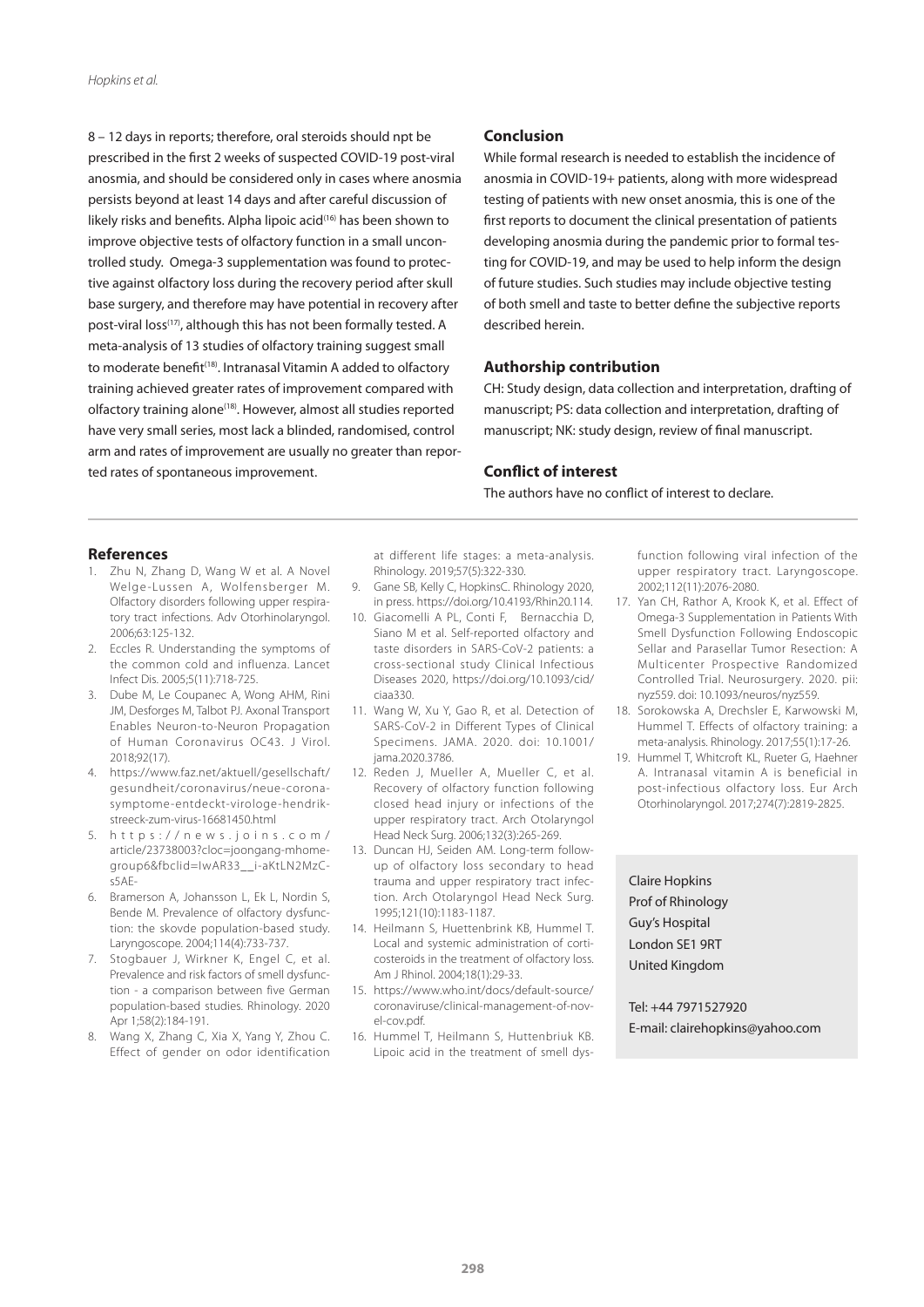8 – 12 days in reports; therefore, oral steroids should npt be prescribed in the first 2 weeks of suspected COVID-19 post-viral anosmia, and should be considered only in cases where anosmia persists beyond at least 14 days and after careful discussion of likely risks and benefits. Alpha lipoic acid[16] has been shown to improve objective tests of olfactory function in a small uncontrolled study. Omega-3 supplementation was found to protective against olfactory loss during the recovery period after skull base surgery, and therefore may have potential in recovery after post-viral loss[17], although this has not been formally tested. A meta-analysis of 13 studies of olfactory training suggest small to moderate benefit[18]. Intranasal Vitamin A added to olfactory training achieved greater rates of improvement compared with olfactory training alone[18]. However, almost all studies reported have very small series, most lack a blinded, randomised, control arm and rates of improvement are usually no greater than reported rates of spontaneous improvement.

## Conclusion

While formal research is needed to establish the incidence of anosmia in COVID-19+ patients, along with more widespread testing of patients with new onset anosmia, this is one of the first reports to document the clinical presentation of patients developing anosmia during the pandemic prior to formal testing for COVID-19, and may be used to help inform the design of future studies. Such studies may include objective testing of both smell and taste to better define the subjective reports described herein.

## Authorship contribution

CH: Study design, data collection and interpretation, drafting of manuscript; PS: data collection and interpretation, drafting of manuscript; NK: study design, review of final manuscript.

## Conflict of interest

The authors have no conflict of interest to declare.

## References

1. Zhu N, Zhang D, Wang W et al. A Novel Welge-Lussen A, Wolfensberger M. Olfactory disorders following upper respiratory tract infections. Adv Otorhinolaryngol. 2006;63:125-132.
2. Eccles R. Understanding the symptoms of the common cold and influenza. Lancet Infect Dis. 2005;5(11):718-725.
3. Dube M, Le Coupanec A, Wong AHM, Rini JM, Desforges M, Talbot PJ. Axonal Transport Enables Neuron-to-Neuron Propagation of Human Coronavirus OC43. J Virol. 2018;92(17).
4. https://www.faz.net/aktuell/gesellschaft/gesundheit/coronavirus/neue-corona-symptome-entdeckt-virologe-hendrik-streeck-zum-virus-16681450.html
5. https://news.joins.com/article/23738003?cloc=joongang-mhome-group6&fbclid=IwAR33__i-aKtLN2MzC-s5AE-
6. Bramerson A, Johansson L, Ek L, Nordin S, Bende M. Prevalence of olfactory dysfunction: the skovde population-based study. Laryngoscope. 2004;114(4):733-737.
7. Stogbauer J, Wirkner K, Engel C, et al. Prevalence and risk factors of smell dysfunction - a comparison between five German population-based studies. Rhinology. 2020 Apr 1;58(2):184-191.
8. Wang X, Zhang C, Xia X, Yang Y, Zhou C. Effect of gender on odor identification at different life stages: a meta-analysis. Rhinology. 2019;57(5):322-330.
9. Gane SB, Kelly C, HopkinsC. Rhinology 2020, in press. https://doi.org/10.4193/Rhin20.114.
10. Giacomelli A PL, Conti F, Bernacchia D, Siano M et al. Self-reported olfactory and taste disorders in SARS-CoV-2 patients: a cross-sectional study Clinical Infectious Diseases 2020, https://doi.org/10.1093/cid/ciaa330.
11. Wang W, Xu Y, Gao R, et al. Detection of SARS-CoV-2 in Different Types of Clinical Specimens. JAMA. 2020. doi: 10.1001/jama.2020.3786.
12. Reden J, Mueller A, Mueller C, et al. Recovery of olfactory function following closed head injury or infections of the upper respiratory tract. Arch Otolaryngol Head Neck Surg. 2006;132(3):265-269.
13. Duncan HJ, Seiden AM. Long-term follow-up of olfactory loss secondary to head trauma and upper respiratory tract infection. Arch Otolaryngol Head Neck Surg. 1995;121(10):1183-1187.
14. Heilmann S, Huettenbrink KB, Hummel T. Local and systemic administration of corticosteroids in the treatment of olfactory loss. Am J Rhinol. 2004;18(1):29-33.
15. https://www.who.int/docs/default-source/coronaviruse/clinical-management-of-novel-cov.pdf.
16. Hummel T, Heilmann S, Huttenbriuk KB. Lipoic acid in the treatment of smell dysfunction following viral infection of the upper respiratory tract. Laryngoscope. 2002;112(11):2076-2080.
17. Yan CH, Rathor A, Krook K, et al. Effect of Omega-3 Supplementation in Patients With Smell Dysfunction Following Endoscopic Sellar and Parasellar Tumor Resection: A Multicenter Prospective Randomized Controlled Trial. Neurosurgery. 2020. pii: nyz559. doi: 10.1093/neuros/nyz559.
18. Sorokowska A, Drechsler E, Karwowski M, Hummel T. Effects of olfactory training: a meta-analysis. Rhinology. 2017;55(1):17-26.
19. Hummel T, Whitcroft KL, Rueter G, Haehner A. Intranasal vitamin A is beneficial in post-infectious olfactory loss. Eur Arch Otorhinolaryngol. 2017;274(7):2819-2825.

Claire Hopkins
Prof of Rhinology
Guy's Hospital
London SE1 9RT
United Kingdom

Tel: +44 7971527920
E-mail: clairehopkins@yahoo.com